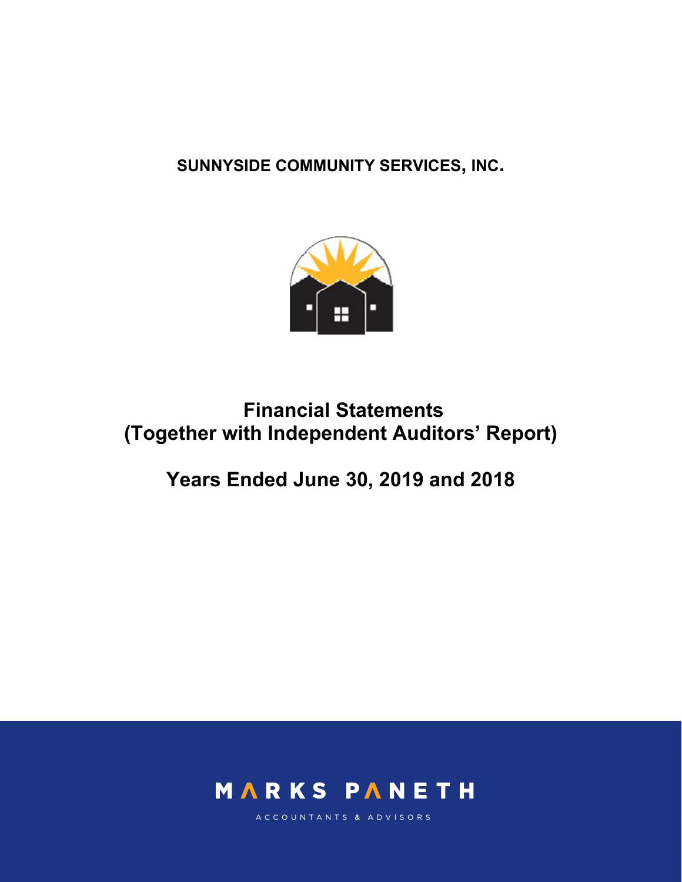**SUNNYSIDE COMMUNITY SERVICES, INC.**

# Financial Statements
# (Together with Independent Auditors' Report)

## Years Ended June 30, 2019 and 2018

MARKS PANETH

ACCOUNTANTS & ADVISORS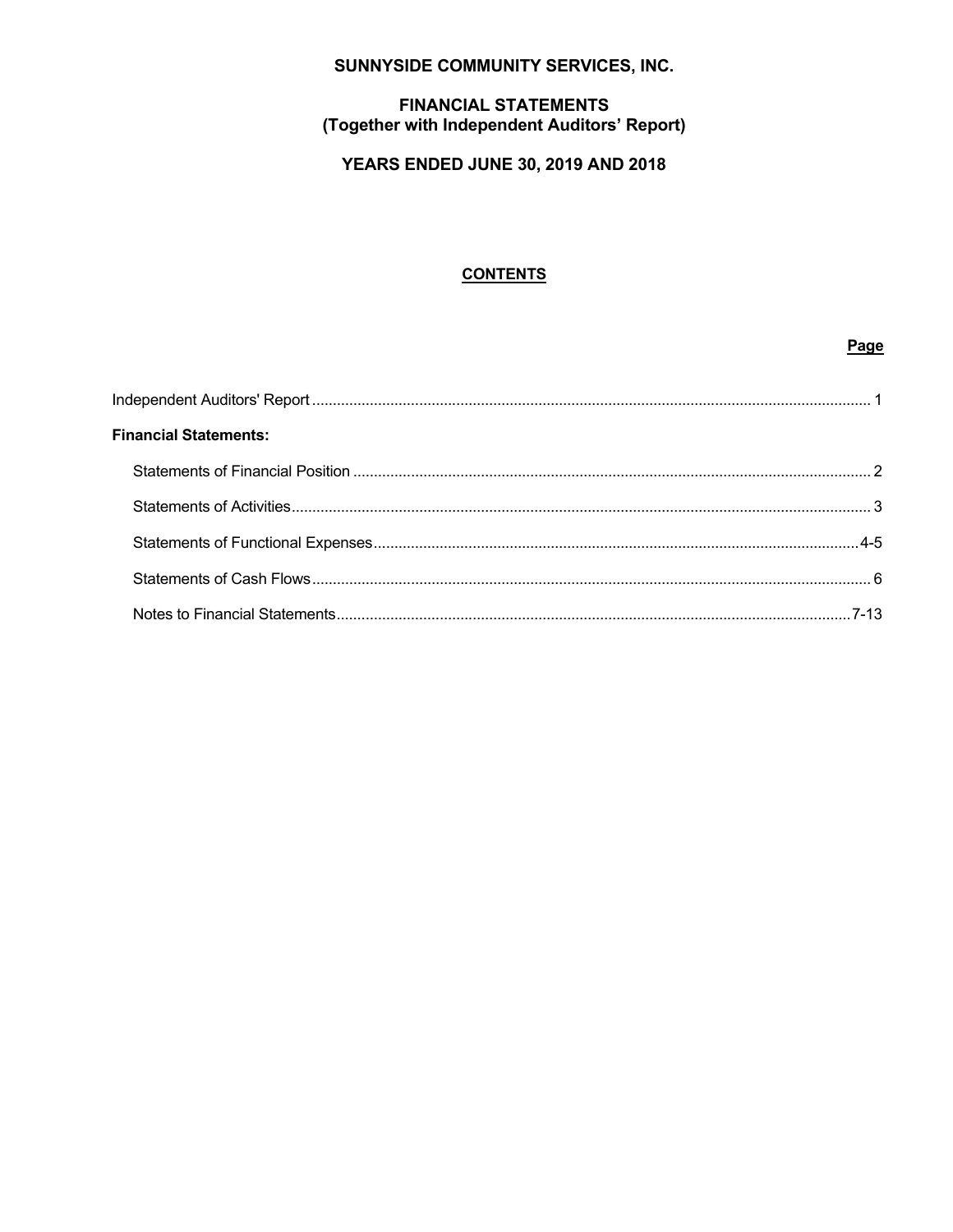# SUNNYSIDE COMMUNITY SERVICES, INC.

## FINANCIAL STATEMENTS
## (Together with Independent Auditors' Report)

## YEARS ENDED JUNE 30, 2019 AND 2018

### CONTENTS

| | Page |
|---|---|
| Independent Auditors' Report | 1 |
| **Financial Statements:** | |
| Statements of Financial Position | 2 |
| Statements of Activities | 3 |
| Statements of Functional Expenses | 4-5 |
| Statements of Cash Flows | 6 |
| Notes to Financial Statements | 7-13 |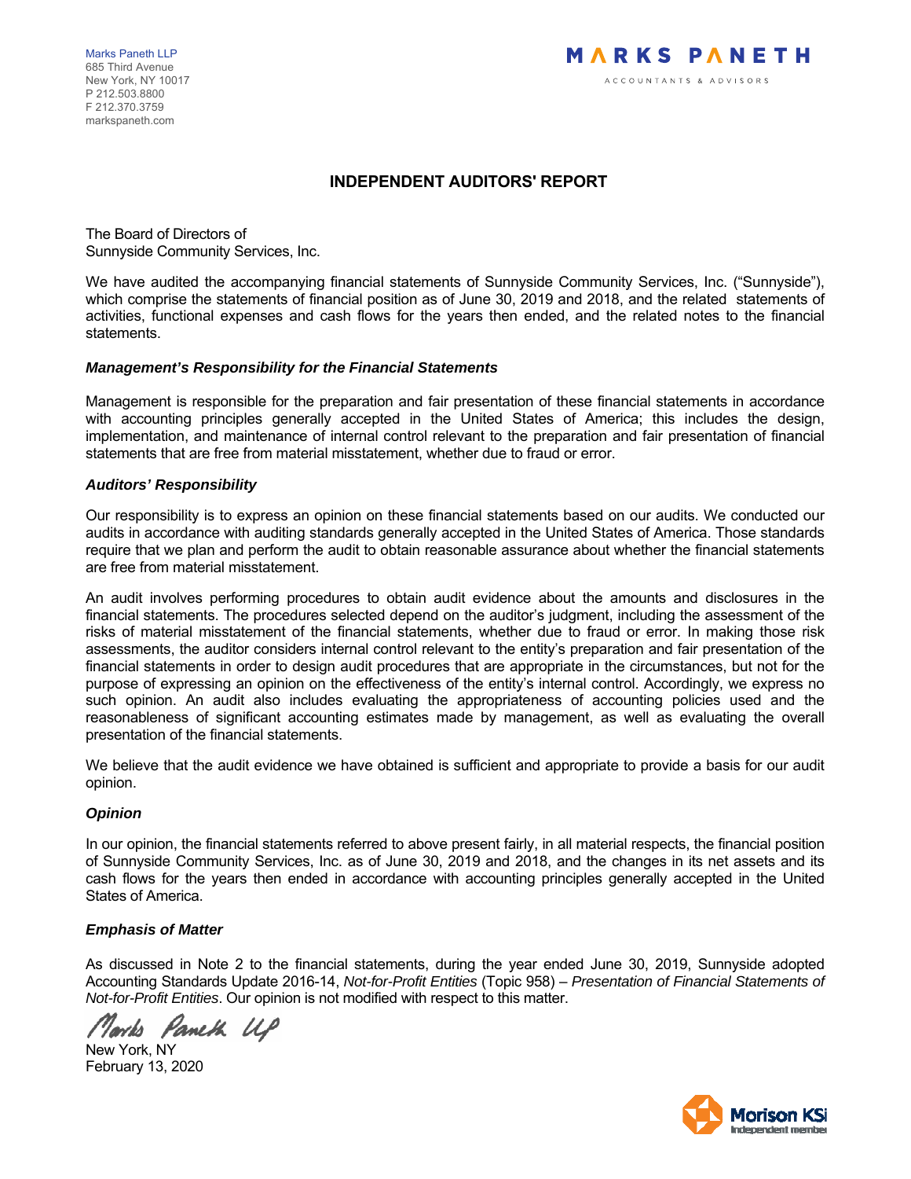Marks Paneth LLP
685 Third Avenue
New York, NY 10017
P 212.503.8800
F 212.370.3759
markspaneth.com

MARKS PANETH
ACCOUNTANTS & ADVISORS

# INDEPENDENT AUDITORS' REPORT

The Board of Directors of
Sunnyside Community Services, Inc.

We have audited the accompanying financial statements of Sunnyside Community Services, Inc. ("Sunnyside"), which comprise the statements of financial position as of June 30, 2019 and 2018, and the related statements of activities, functional expenses and cash flows for the years then ended, and the related notes to the financial statements.

### *Management's Responsibility for the Financial Statements*

Management is responsible for the preparation and fair presentation of these financial statements in accordance with accounting principles generally accepted in the United States of America; this includes the design, implementation, and maintenance of internal control relevant to the preparation and fair presentation of financial statements that are free from material misstatement, whether due to fraud or error.

### *Auditors' Responsibility*

Our responsibility is to express an opinion on these financial statements based on our audits. We conducted our audits in accordance with auditing standards generally accepted in the United States of America. Those standards require that we plan and perform the audit to obtain reasonable assurance about whether the financial statements are free from material misstatement.

An audit involves performing procedures to obtain audit evidence about the amounts and disclosures in the financial statements. The procedures selected depend on the auditor's judgment, including the assessment of the risks of material misstatement of the financial statements, whether due to fraud or error. In making those risk assessments, the auditor considers internal control relevant to the entity's preparation and fair presentation of the financial statements in order to design audit procedures that are appropriate in the circumstances, but not for the purpose of expressing an opinion on the effectiveness of the entity's internal control. Accordingly, we express no such opinion. An audit also includes evaluating the appropriateness of accounting policies used and the reasonableness of significant accounting estimates made by management, as well as evaluating the overall presentation of the financial statements.

We believe that the audit evidence we have obtained is sufficient and appropriate to provide a basis for our audit opinion.

### *Opinion*

In our opinion, the financial statements referred to above present fairly, in all material respects, the financial position of Sunnyside Community Services, Inc. as of June 30, 2019 and 2018, and the changes in its net assets and its cash flows for the years then ended in accordance with accounting principles generally accepted in the United States of America.

### *Emphasis of Matter*

As discussed in Note 2 to the financial statements, during the year ended June 30, 2019, Sunnyside adopted Accounting Standards Update 2016-14, *Not-for-Profit Entities* (Topic 958) – *Presentation of Financial Statements of Not-for-Profit Entities*. Our opinion is not modified with respect to this matter.

*Marks Paneth LLP*

New York, NY
February 13, 2020

Morison KSi
Independent member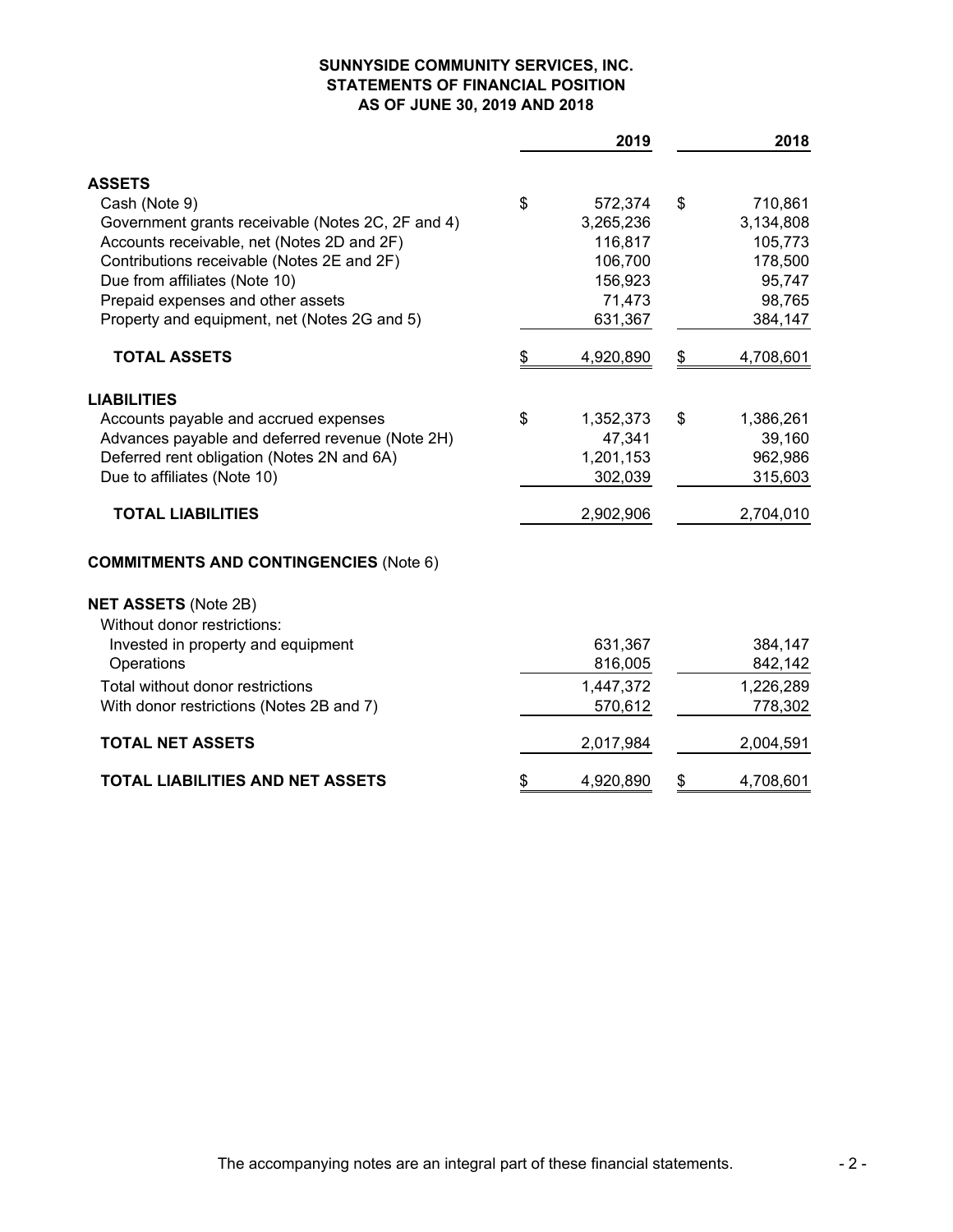# SUNNYSIDE COMMUNITY SERVICES, INC.
## STATEMENTS OF FINANCIAL POSITION
### AS OF JUNE 30, 2019 AND 2018

| | 2019 | 2018 |
|---|---|---|
| **ASSETS** | | |
| Cash (Note 9) | $ 572,374 | $ 710,861 |
| Government grants receivable (Notes 2C, 2F and 4) | 3,265,236 | 3,134,808 |
| Accounts receivable, net (Notes 2D and 2F) | 116,817 | 105,773 |
| Contributions receivable (Notes 2E and 2F) | 106,700 | 178,500 |
| Due from affiliates (Note 10) | 156,923 | 95,747 |
| Prepaid expenses and other assets | 71,473 | 98,765 |
| Property and equipment, net (Notes 2G and 5) | 631,367 | 384,147 |
| **TOTAL ASSETS** | $ 4,920,890 | $ 4,708,601 |
| **LIABILITIES** | | |
| Accounts payable and accrued expenses | $ 1,352,373 | $ 1,386,261 |
| Advances payable and deferred revenue (Note 2H) | 47,341 | 39,160 |
| Deferred rent obligation (Notes 2N and 6A) | 1,201,153 | 962,986 |
| Due to affiliates (Note 10) | 302,039 | 315,603 |
| **TOTAL LIABILITIES** | 2,902,906 | 2,704,010 |
| **COMMITMENTS AND CONTINGENCIES** (Note 6) | | |
| **NET ASSETS** (Note 2B) | | |
| Without donor restrictions: | | |
| Invested in property and equipment | 631,367 | 384,147 |
| Operations | 816,005 | 842,142 |
| Total without donor restrictions | 1,447,372 | 1,226,289 |
| With donor restrictions (Notes 2B and 7) | 570,612 | 778,302 |
| **TOTAL NET ASSETS** | 2,017,984 | 2,004,591 |
| **TOTAL LIABILITIES AND NET ASSETS** | $ 4,920,890 | $ 4,708,601 |

The accompanying notes are an integral part of these financial statements.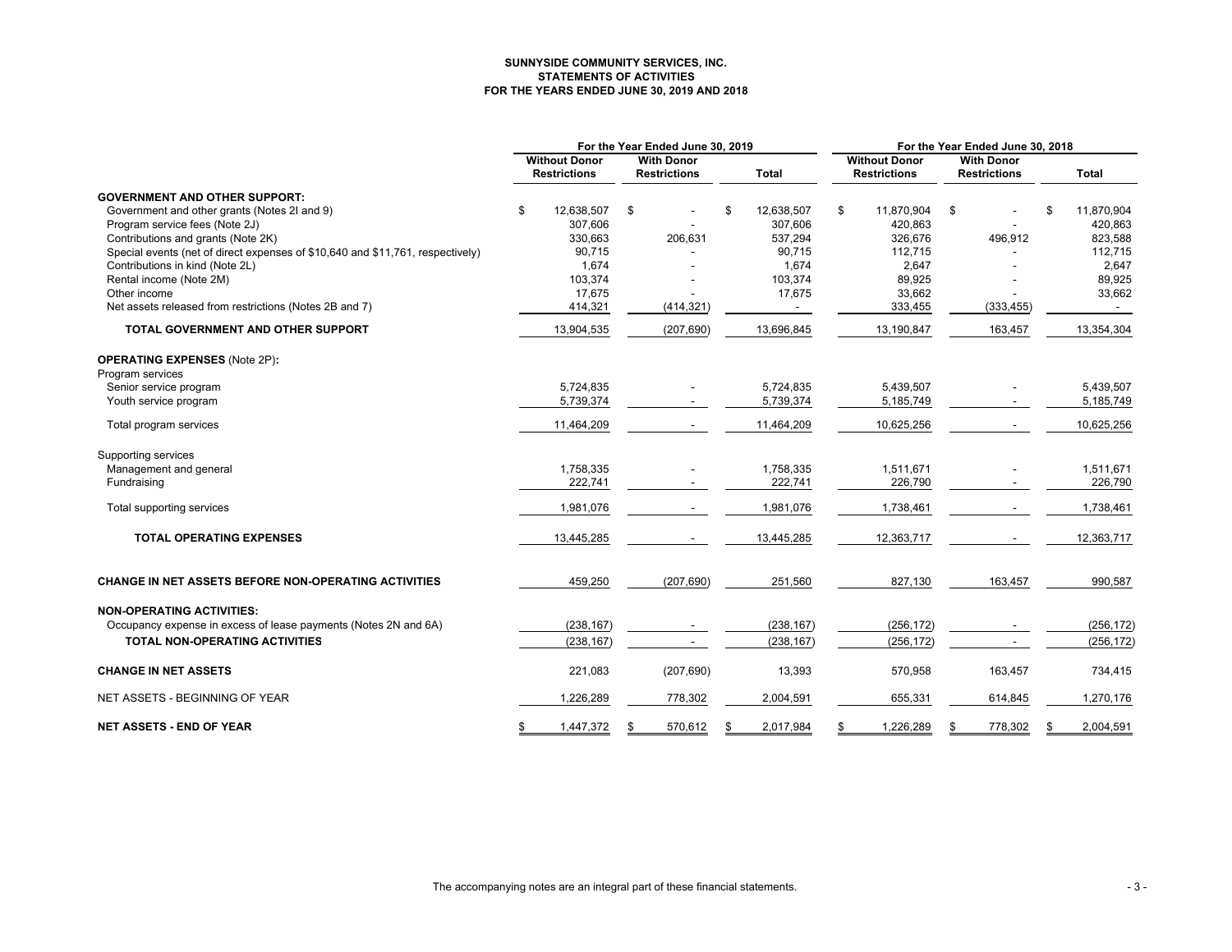**SUNNYSIDE COMMUNITY SERVICES, INC.**
**STATEMENTS OF ACTIVITIES**
**FOR THE YEARS ENDED JUNE 30, 2019 AND 2018**

| | For the Year Ended June 30, 2019 | | | For the Year Ended June 30, 2018 | | |
|---|---|---|---|---|---|---|
| | Without Donor Restrictions | With Donor Restrictions | Total | Without Donor Restrictions | With Donor Restrictions | Total |
| **GOVERNMENT AND OTHER SUPPORT:** | | | | | | |
| Government and other grants (Notes 2I and 9) | $ 12,638,507 | $ - | $ 12,638,507 | $ 11,870,904 | $ - | $ 11,870,904 |
| Program service fees (Note 2J) | 307,606 | - | 307,606 | 420,863 | - | 420,863 |
| Contributions and grants (Note 2K) | 330,663 | 206,631 | 537,294 | 326,676 | 496,912 | 823,588 |
| Special events (net of direct expenses of $10,640 and $11,761, respectively) | 90,715 | - | 90,715 | 112,715 | - | 112,715 |
| Contributions in kind (Note 2L) | 1,674 | - | 1,674 | 2,647 | - | 2,647 |
| Rental income (Note 2M) | 103,374 | - | 103,374 | 89,925 | - | 89,925 |
| Other income | 17,675 | - | 17,675 | 33,662 | - | 33,662 |
| Net assets released from restrictions (Notes 2B and 7) | 414,321 | (414,321) | - | 333,455 | (333,455) | - |
| **TOTAL GOVERNMENT AND OTHER SUPPORT** | 13,904,535 | (207,690) | 13,696,845 | 13,190,847 | 163,457 | 13,354,304 |
| **OPERATING EXPENSES** (Note 2P)**:** | | | | | | |
| Program services | | | | | | |
| Senior service program | 5,724,835 | - | 5,724,835 | 5,439,507 | - | 5,439,507 |
| Youth service program | 5,739,374 | - | 5,739,374 | 5,185,749 | - | 5,185,749 |
| Total program services | 11,464,209 | - | 11,464,209 | 10,625,256 | - | 10,625,256 |
| Supporting services | | | | | | |
| Management and general | 1,758,335 | - | 1,758,335 | 1,511,671 | - | 1,511,671 |
| Fundraising | 222,741 | - | 222,741 | 226,790 | - | 226,790 |
| Total supporting services | 1,981,076 | - | 1,981,076 | 1,738,461 | - | 1,738,461 |
| **TOTAL OPERATING EXPENSES** | 13,445,285 | - | 13,445,285 | 12,363,717 | - | 12,363,717 |
| **CHANGE IN NET ASSETS BEFORE NON-OPERATING ACTIVITIES** | 459,250 | (207,690) | 251,560 | 827,130 | 163,457 | 990,587 |
| **NON-OPERATING ACTIVITIES:** | | | | | | |
| Occupancy expense in excess of lease payments (Notes 2N and 6A) | (238,167) | - | (238,167) | (256,172) | - | (256,172) |
| **TOTAL NON-OPERATING ACTIVITIES** | (238,167) | - | (238,167) | (256,172) | - | (256,172) |
| **CHANGE IN NET ASSETS** | 221,083 | (207,690) | 13,393 | 570,958 | 163,457 | 734,415 |
| NET ASSETS - BEGINNING OF YEAR | 1,226,289 | 778,302 | 2,004,591 | 655,331 | 614,845 | 1,270,176 |
| **NET ASSETS - END OF YEAR** | $ 1,447,372 | $ 570,612 | $ 2,017,984 | $ 1,226,289 | $ 778,302 | $ 2,004,591 |

The accompanying notes are an integral part of these financial statements.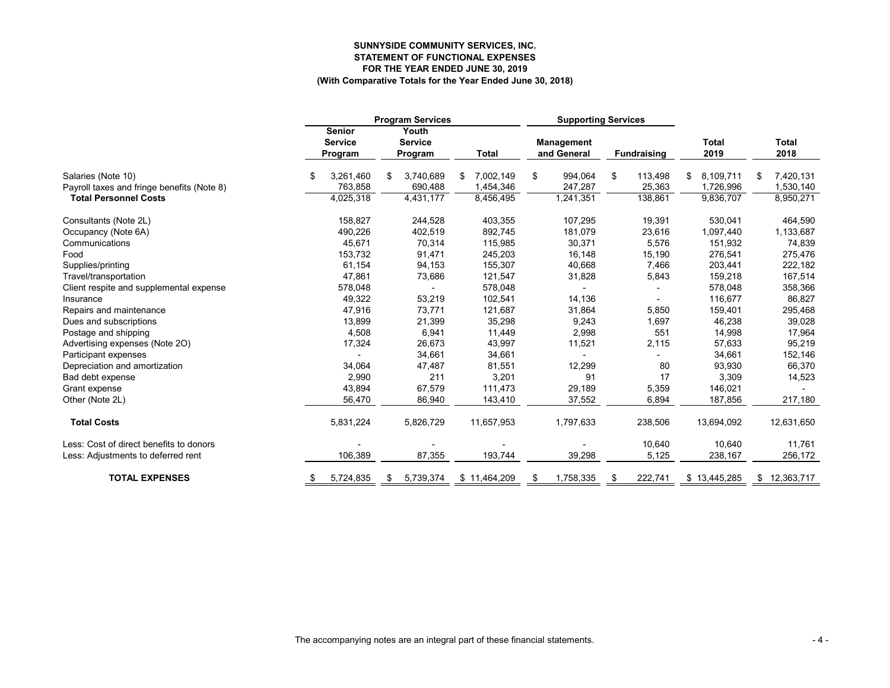**SUNNYSIDE COMMUNITY SERVICES, INC.**
**STATEMENT OF FUNCTIONAL EXPENSES**
**FOR THE YEAR ENDED JUNE 30, 2019**
**(With Comparative Totals for the Year Ended June 30, 2018)**

| | Program Services | | | Supporting Services | | | |
|---|---|---|---|---|---|---|---|
| | Senior Service Program | Youth Service Program | Total | Management and General | Fundraising | Total 2019 | Total 2018 |
| Salaries (Note 10) | $ 3,261,460 | $ 3,740,689 | $ 7,002,149 | $ 994,064 | $ 113,498 | $ 8,109,711 | $ 7,420,131 |
| Payroll taxes and fringe benefits (Note 8) | 763,858 | 690,488 | 1,454,346 | 247,287 | 25,363 | 1,726,996 | 1,530,140 |
| **Total Personnel Costs** | 4,025,318 | 4,431,177 | 8,456,495 | 1,241,351 | 138,861 | 9,836,707 | 8,950,271 |
| Consultants (Note 2L) | 158,827 | 244,528 | 403,355 | 107,295 | 19,391 | 530,041 | 464,590 |
| Occupancy (Note 6A) | 490,226 | 402,519 | 892,745 | 181,079 | 23,616 | 1,097,440 | 1,133,687 |
| Communications | 45,671 | 70,314 | 115,985 | 30,371 | 5,576 | 151,932 | 74,839 |
| Food | 153,732 | 91,471 | 245,203 | 16,148 | 15,190 | 276,541 | 275,476 |
| Supplies/printing | 61,154 | 94,153 | 155,307 | 40,668 | 7,466 | 203,441 | 222,182 |
| Travel/transportation | 47,861 | 73,686 | 121,547 | 31,828 | 5,843 | 159,218 | 167,514 |
| Client respite and supplemental expense | 578,048 | - | 578,048 | - | - | 578,048 | 358,366 |
| Insurance | 49,322 | 53,219 | 102,541 | 14,136 | - | 116,677 | 86,827 |
| Repairs and maintenance | 47,916 | 73,771 | 121,687 | 31,864 | 5,850 | 159,401 | 295,468 |
| Dues and subscriptions | 13,899 | 21,399 | 35,298 | 9,243 | 1,697 | 46,238 | 39,028 |
| Postage and shipping | 4,508 | 6,941 | 11,449 | 2,998 | 551 | 14,998 | 17,964 |
| Advertising expenses (Note 2O) | 17,324 | 26,673 | 43,997 | 11,521 | 2,115 | 57,633 | 95,219 |
| Participant expenses | - | 34,661 | 34,661 | - | - | 34,661 | 152,146 |
| Depreciation and amortization | 34,064 | 47,487 | 81,551 | 12,299 | 80 | 93,930 | 66,370 |
| Bad debt expense | 2,990 | 211 | 3,201 | 91 | 17 | 3,309 | 14,523 |
| Grant expense | 43,894 | 67,579 | 111,473 | 29,189 | 5,359 | 146,021 | - |
| Other (Note 2L) | 56,470 | 86,940 | 143,410 | 37,552 | 6,894 | 187,856 | 217,180 |
| **Total Costs** | 5,831,224 | 5,826,729 | 11,657,953 | 1,797,633 | 238,506 | 13,694,092 | 12,631,650 |
| Less: Cost of direct benefits to donors | - | - | - | - | 10,640 | 10,640 | 11,761 |
| Less: Adjustments to deferred rent | 106,389 | 87,355 | 193,744 | 39,298 | 5,125 | 238,167 | 256,172 |
| **TOTAL EXPENSES** | $ 5,724,835 | $ 5,739,374 | $ 11,464,209 | $ 1,758,335 | $ 222,741 | $ 13,445,285 | $ 12,363,717 |

The accompanying notes are an integral part of these financial statements.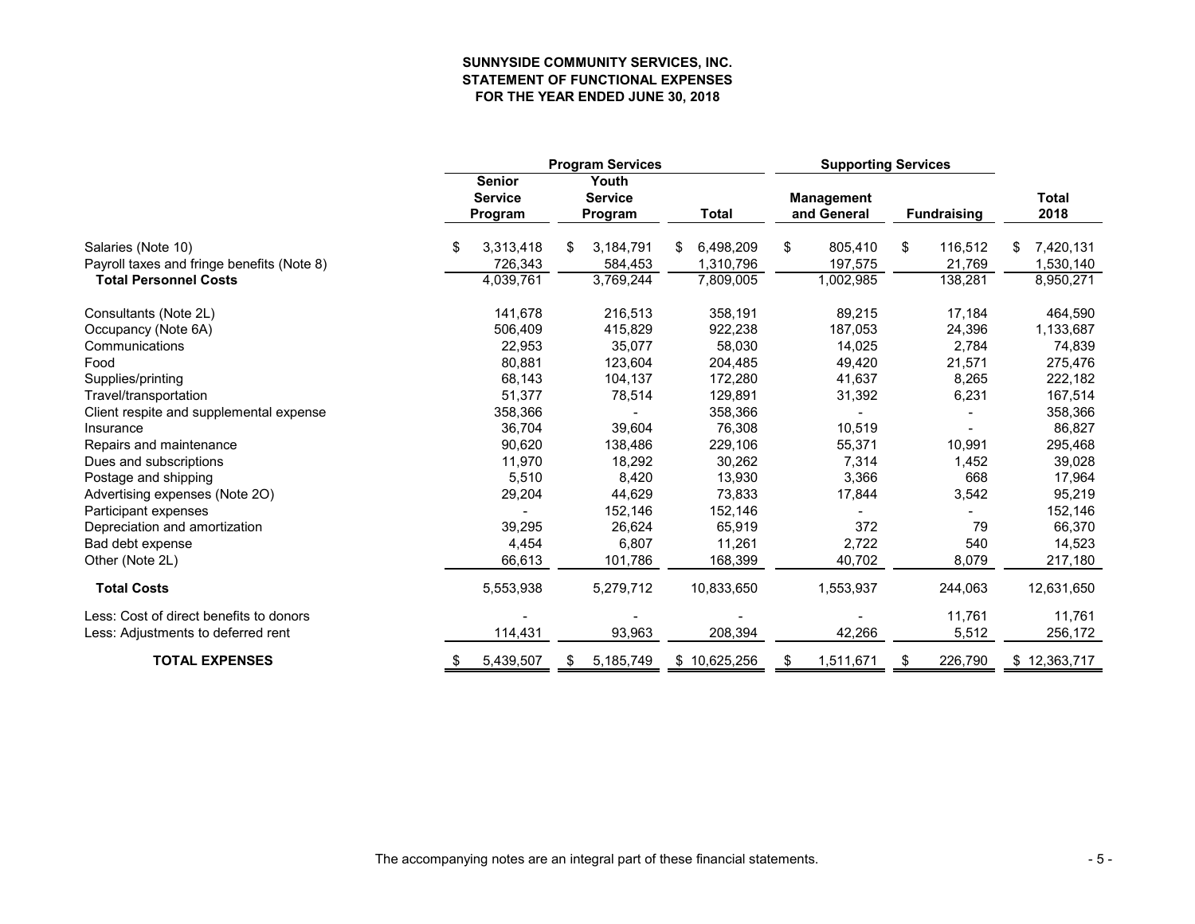# SUNNYSIDE COMMUNITY SERVICES, INC.
## STATEMENT OF FUNCTIONAL EXPENSES
### FOR THE YEAR ENDED JUNE 30, 2018

| | Program Services | | | Supporting Services | | |
|---|---|---|---|---|---|---|
| | Senior Service Program | Youth Service Program | Total | Management and General | Fundraising | Total 2018 |
| Salaries (Note 10) | $ 3,313,418 | $ 3,184,791 | $ 6,498,209 | $ 805,410 | $ 116,512 | $ 7,420,131 |
| Payroll taxes and fringe benefits (Note 8) | 726,343 | 584,453 | 1,310,796 | 197,575 | 21,769 | 1,530,140 |
| **Total Personnel Costs** | 4,039,761 | 3,769,244 | 7,809,005 | 1,002,985 | 138,281 | 8,950,271 |
| Consultants (Note 2L) | 141,678 | 216,513 | 358,191 | 89,215 | 17,184 | 464,590 |
| Occupancy (Note 6A) | 506,409 | 415,829 | 922,238 | 187,053 | 24,396 | 1,133,687 |
| Communications | 22,953 | 35,077 | 58,030 | 14,025 | 2,784 | 74,839 |
| Food | 80,881 | 123,604 | 204,485 | 49,420 | 21,571 | 275,476 |
| Supplies/printing | 68,143 | 104,137 | 172,280 | 41,637 | 8,265 | 222,182 |
| Travel/transportation | 51,377 | 78,514 | 129,891 | 31,392 | 6,231 | 167,514 |
| Client respite and supplemental expense | 358,366 | - | 358,366 | - | - | 358,366 |
| Insurance | 36,704 | 39,604 | 76,308 | 10,519 | - | 86,827 |
| Repairs and maintenance | 90,620 | 138,486 | 229,106 | 55,371 | 10,991 | 295,468 |
| Dues and subscriptions | 11,970 | 18,292 | 30,262 | 7,314 | 1,452 | 39,028 |
| Postage and shipping | 5,510 | 8,420 | 13,930 | 3,366 | 668 | 17,964 |
| Advertising expenses (Note 2O) | 29,204 | 44,629 | 73,833 | 17,844 | 3,542 | 95,219 |
| Participant expenses | - | 152,146 | 152,146 | - | - | 152,146 |
| Depreciation and amortization | 39,295 | 26,624 | 65,919 | 372 | 79 | 66,370 |
| Bad debt expense | 4,454 | 6,807 | 11,261 | 2,722 | 540 | 14,523 |
| Other (Note 2L) | 66,613 | 101,786 | 168,399 | 40,702 | 8,079 | 217,180 |
| **Total Costs** | 5,553,938 | 5,279,712 | 10,833,650 | 1,553,937 | 244,063 | 12,631,650 |
| Less: Cost of direct benefits to donors | - | - | - | - | 11,761 | 11,761 |
| Less: Adjustments to deferred rent | 114,431 | 93,963 | 208,394 | 42,266 | 5,512 | 256,172 |
| **TOTAL EXPENSES** | $ 5,439,507 | $ 5,185,749 | $ 10,625,256 | $ 1,511,671 | $ 226,790 | $ 12,363,717 |

The accompanying notes are an integral part of these financial statements.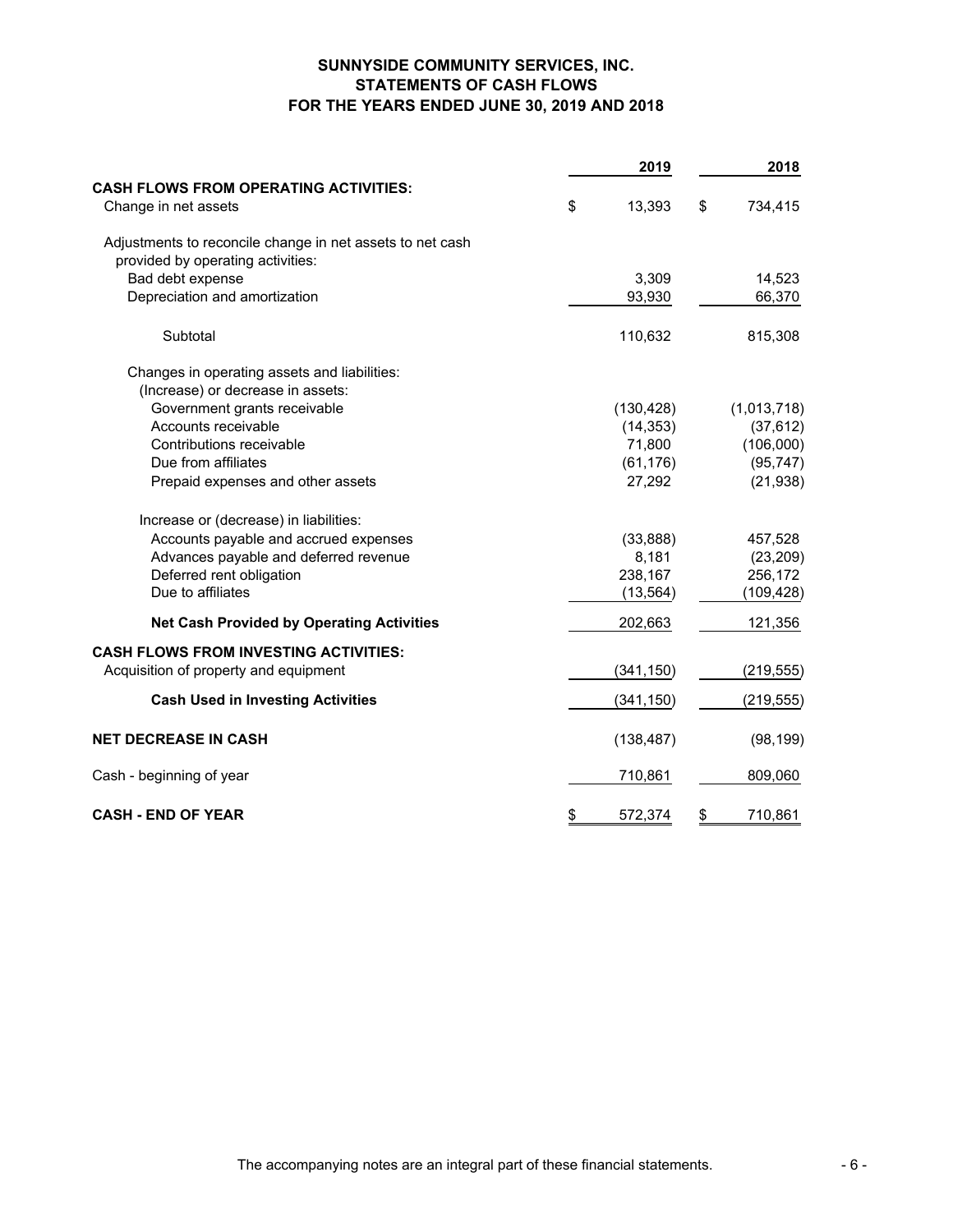**SUNNYSIDE COMMUNITY SERVICES, INC.**
**STATEMENTS OF CASH FLOWS**
**FOR THE YEARS ENDED JUNE 30, 2019 AND 2018**

| | 2019 | 2018 |
|---|---|---|
| **CASH FLOWS FROM OPERATING ACTIVITIES:** | | |
| Change in net assets | $ 13,393 | $ 734,415 |
| Adjustments to reconcile change in net assets to net cash provided by operating activities: | | |
| Bad debt expense | 3,309 | 14,523 |
| Depreciation and amortization | 93,930 | 66,370 |
| Subtotal | 110,632 | 815,308 |
| Changes in operating assets and liabilities: | | |
| (Increase) or decrease in assets: | | |
| Government grants receivable | (130,428) | (1,013,718) |
| Accounts receivable | (14,353) | (37,612) |
| Contributions receivable | 71,800 | (106,000) |
| Due from affiliates | (61,176) | (95,747) |
| Prepaid expenses and other assets | 27,292 | (21,938) |
| Increase or (decrease) in liabilities: | | |
| Accounts payable and accrued expenses | (33,888) | 457,528 |
| Advances payable and deferred revenue | 8,181 | (23,209) |
| Deferred rent obligation | 238,167 | 256,172 |
| Due to affiliates | (13,564) | (109,428) |
| **Net Cash Provided by Operating Activities** | 202,663 | 121,356 |
| **CASH FLOWS FROM INVESTING ACTIVITIES:** | | |
| Acquisition of property and equipment | (341,150) | (219,555) |
| **Cash Used in Investing Activities** | (341,150) | (219,555) |
| **NET DECREASE IN CASH** | (138,487) | (98,199) |
| Cash - beginning of year | 710,861 | 809,060 |
| **CASH - END OF YEAR** | $ 572,374 | $ 710,861 |

The accompanying notes are an integral part of these financial statements.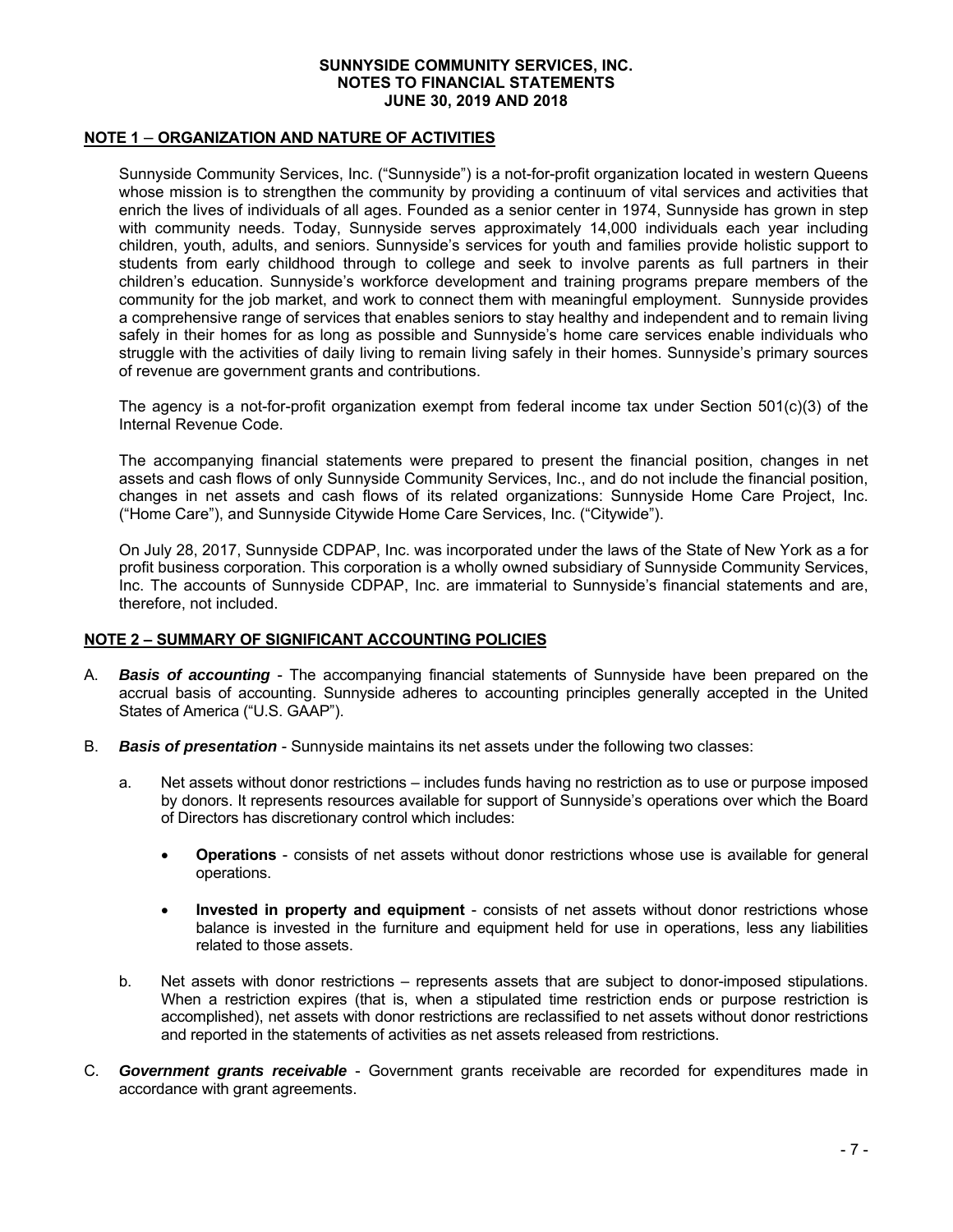**SUNNYSIDE COMMUNITY SERVICES, INC.**
**NOTES TO FINANCIAL STATEMENTS**
**JUNE 30, 2019 AND 2018**

## NOTE 1 – ORGANIZATION AND NATURE OF ACTIVITIES

Sunnyside Community Services, Inc. ("Sunnyside") is a not-for-profit organization located in western Queens whose mission is to strengthen the community by providing a continuum of vital services and activities that enrich the lives of individuals of all ages. Founded as a senior center in 1974, Sunnyside has grown in step with community needs. Today, Sunnyside serves approximately 14,000 individuals each year including children, youth, adults, and seniors. Sunnyside's services for youth and families provide holistic support to students from early childhood through to college and seek to involve parents as full partners in their children's education. Sunnyside's workforce development and training programs prepare members of the community for the job market, and work to connect them with meaningful employment. Sunnyside provides a comprehensive range of services that enables seniors to stay healthy and independent and to remain living safely in their homes for as long as possible and Sunnyside's home care services enable individuals who struggle with the activities of daily living to remain living safely in their homes. Sunnyside's primary sources of revenue are government grants and contributions.

The agency is a not-for-profit organization exempt from federal income tax under Section 501(c)(3) of the Internal Revenue Code.

The accompanying financial statements were prepared to present the financial position, changes in net assets and cash flows of only Sunnyside Community Services, Inc., and do not include the financial position, changes in net assets and cash flows of its related organizations: Sunnyside Home Care Project, Inc. ("Home Care"), and Sunnyside Citywide Home Care Services, Inc. ("Citywide").

On July 28, 2017, Sunnyside CDPAP, Inc. was incorporated under the laws of the State of New York as a for profit business corporation. This corporation is a wholly owned subsidiary of Sunnyside Community Services, Inc. The accounts of Sunnyside CDPAP, Inc. are immaterial to Sunnyside's financial statements and are, therefore, not included.

## NOTE 2 – SUMMARY OF SIGNIFICANT ACCOUNTING POLICIES

A. ***Basis of accounting*** - The accompanying financial statements of Sunnyside have been prepared on the accrual basis of accounting. Sunnyside adheres to accounting principles generally accepted in the United States of America ("U.S. GAAP").

B. ***Basis of presentation*** - Sunnyside maintains its net assets under the following two classes:

   a. Net assets without donor restrictions – includes funds having no restriction as to use or purpose imposed by donors. It represents resources available for support of Sunnyside's operations over which the Board of Directors has discretionary control which includes:

      - **Operations** - consists of net assets without donor restrictions whose use is available for general operations.

      - **Invested in property and equipment** - consists of net assets without donor restrictions whose balance is invested in the furniture and equipment held for use in operations, less any liabilities related to those assets.

   b. Net assets with donor restrictions – represents assets that are subject to donor-imposed stipulations. When a restriction expires (that is, when a stipulated time restriction ends or purpose restriction is accomplished), net assets with donor restrictions are reclassified to net assets without donor restrictions and reported in the statements of activities as net assets released from restrictions.

C. ***Government grants receivable*** - Government grants receivable are recorded for expenditures made in accordance with grant agreements.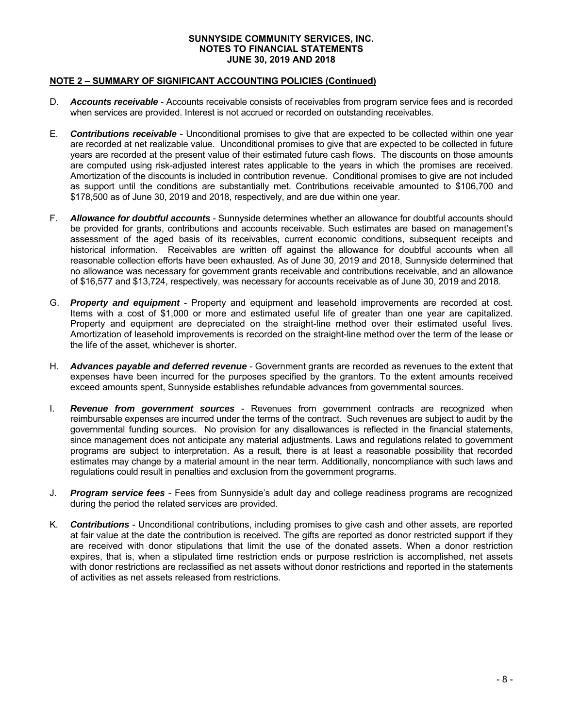**SUNNYSIDE COMMUNITY SERVICES, INC.**
**NOTES TO FINANCIAL STATEMENTS**
**JUNE 30, 2019 AND 2018**

## NOTE 2 – SUMMARY OF SIGNIFICANT ACCOUNTING POLICIES (Continued)

D. ***Accounts receivable*** - Accounts receivable consists of receivables from program service fees and is recorded when services are provided. Interest is not accrued or recorded on outstanding receivables.

E. ***Contributions receivable*** - Unconditional promises to give that are expected to be collected within one year are recorded at net realizable value. Unconditional promises to give that are expected to be collected in future years are recorded at the present value of their estimated future cash flows. The discounts on those amounts are computed using risk-adjusted interest rates applicable to the years in which the promises are received. Amortization of the discounts is included in contribution revenue. Conditional promises to give are not included as support until the conditions are substantially met. Contributions receivable amounted to $106,700 and $178,500 as of June 30, 2019 and 2018, respectively, and are due within one year.

F. ***Allowance for doubtful accounts*** - Sunnyside determines whether an allowance for doubtful accounts should be provided for grants, contributions and accounts receivable. Such estimates are based on management's assessment of the aged basis of its receivables, current economic conditions, subsequent receipts and historical information. Receivables are written off against the allowance for doubtful accounts when all reasonable collection efforts have been exhausted. As of June 30, 2019 and 2018, Sunnyside determined that no allowance was necessary for government grants receivable and contributions receivable, and an allowance of $16,577 and $13,724, respectively, was necessary for accounts receivable as of June 30, 2019 and 2018.

G. ***Property and equipment*** - Property and equipment and leasehold improvements are recorded at cost. Items with a cost of $1,000 or more and estimated useful life of greater than one year are capitalized. Property and equipment are depreciated on the straight-line method over their estimated useful lives. Amortization of leasehold improvements is recorded on the straight-line method over the term of the lease or the life of the asset, whichever is shorter.

H. ***Advances payable and deferred revenue*** - Government grants are recorded as revenues to the extent that expenses have been incurred for the purposes specified by the grantors. To the extent amounts received exceed amounts spent, Sunnyside establishes refundable advances from governmental sources.

I. ***Revenue from government sources*** - Revenues from government contracts are recognized when reimbursable expenses are incurred under the terms of the contract. Such revenues are subject to audit by the governmental funding sources. No provision for any disallowances is reflected in the financial statements, since management does not anticipate any material adjustments. Laws and regulations related to government programs are subject to interpretation. As a result, there is at least a reasonable possibility that recorded estimates may change by a material amount in the near term. Additionally, noncompliance with such laws and regulations could result in penalties and exclusion from the government programs.

J. ***Program service fees*** - Fees from Sunnyside's adult day and college readiness programs are recognized during the period the related services are provided.

K. ***Contributions*** - Unconditional contributions, including promises to give cash and other assets, are reported at fair value at the date the contribution is received. The gifts are reported as donor restricted support if they are received with donor stipulations that limit the use of the donated assets. When a donor restriction expires, that is, when a stipulated time restriction ends or purpose restriction is accomplished, net assets with donor restrictions are reclassified as net assets without donor restrictions and reported in the statements of activities as net assets released from restrictions.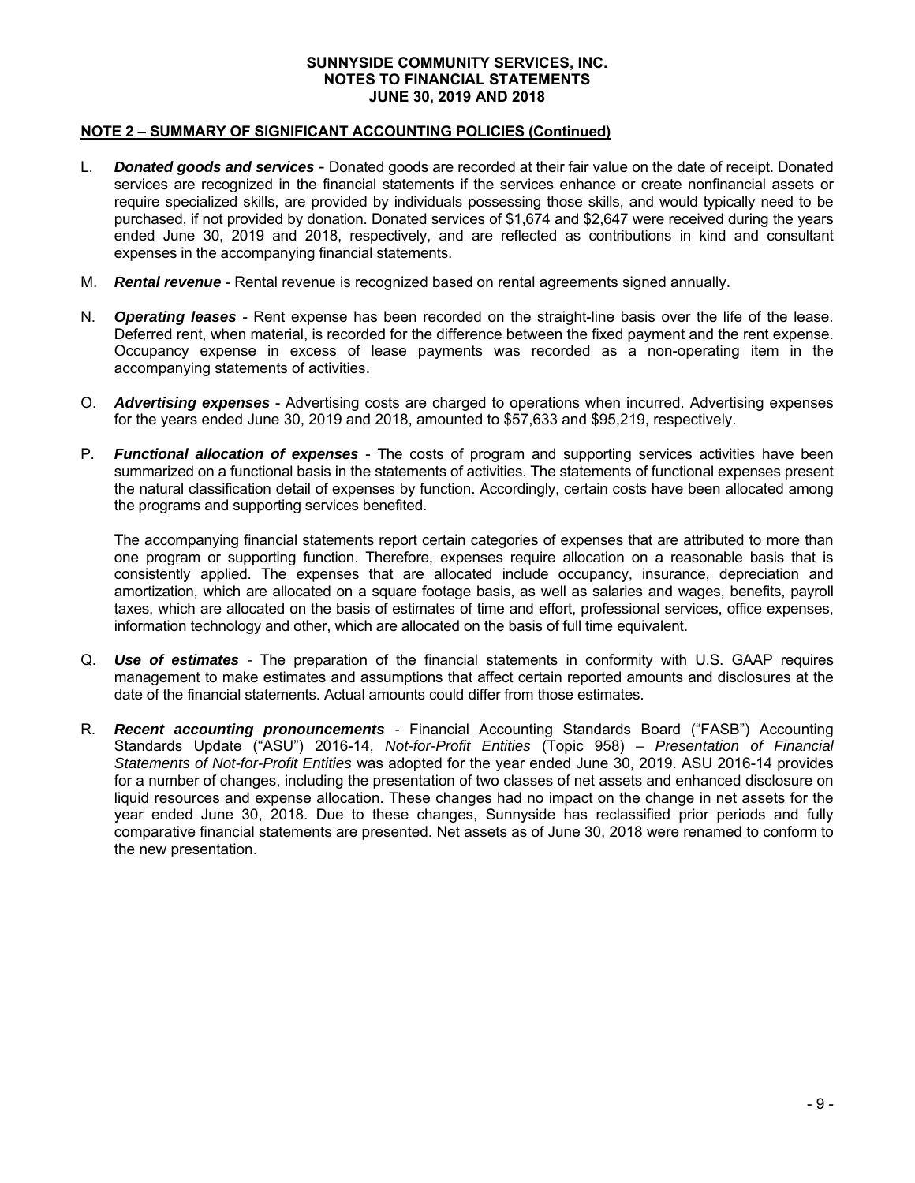**SUNNYSIDE COMMUNITY SERVICES, INC.**
**NOTES TO FINANCIAL STATEMENTS**
**JUNE 30, 2019 AND 2018**

**NOTE 2 – SUMMARY OF SIGNIFICANT ACCOUNTING POLICIES (Continued)**

L. ***Donated goods and services*** - Donated goods are recorded at their fair value on the date of receipt. Donated services are recognized in the financial statements if the services enhance or create nonfinancial assets or require specialized skills, are provided by individuals possessing those skills, and would typically need to be purchased, if not provided by donation. Donated services of $1,674 and $2,647 were received during the years ended June 30, 2019 and 2018, respectively, and are reflected as contributions in kind and consultant expenses in the accompanying financial statements.

M. ***Rental revenue*** - Rental revenue is recognized based on rental agreements signed annually.

N. ***Operating leases*** - Rent expense has been recorded on the straight-line basis over the life of the lease. Deferred rent, when material, is recorded for the difference between the fixed payment and the rent expense. Occupancy expense in excess of lease payments was recorded as a non-operating item in the accompanying statements of activities.

O. ***Advertising expenses*** - Advertising costs are charged to operations when incurred. Advertising expenses for the years ended June 30, 2019 and 2018, amounted to $57,633 and $95,219, respectively.

P. ***Functional allocation of expenses*** - The costs of program and supporting services activities have been summarized on a functional basis in the statements of activities. The statements of functional expenses present the natural classification detail of expenses by function. Accordingly, certain costs have been allocated among the programs and supporting services benefited.

   The accompanying financial statements report certain categories of expenses that are attributed to more than one program or supporting function. Therefore, expenses require allocation on a reasonable basis that is consistently applied. The expenses that are allocated include occupancy, insurance, depreciation and amortization, which are allocated on a square footage basis, as well as salaries and wages, benefits, payroll taxes, which are allocated on the basis of estimates of time and effort, professional services, office expenses, information technology and other, which are allocated on the basis of full time equivalent.

Q. ***Use of estimates*** - The preparation of the financial statements in conformity with U.S. GAAP requires management to make estimates and assumptions that affect certain reported amounts and disclosures at the date of the financial statements. Actual amounts could differ from those estimates.

R. ***Recent accounting pronouncements*** - Financial Accounting Standards Board ("FASB") Accounting Standards Update ("ASU") 2016-14, *Not-for-Profit Entities* (Topic 958) – *Presentation of Financial Statements of Not-for-Profit Entities* was adopted for the year ended June 30, 2019. ASU 2016-14 provides for a number of changes, including the presentation of two classes of net assets and enhanced disclosure on liquid resources and expense allocation. These changes had no impact on the change in net assets for the year ended June 30, 2018. Due to these changes, Sunnyside has reclassified prior periods and fully comparative financial statements are presented. Net assets as of June 30, 2018 were renamed to conform to the new presentation.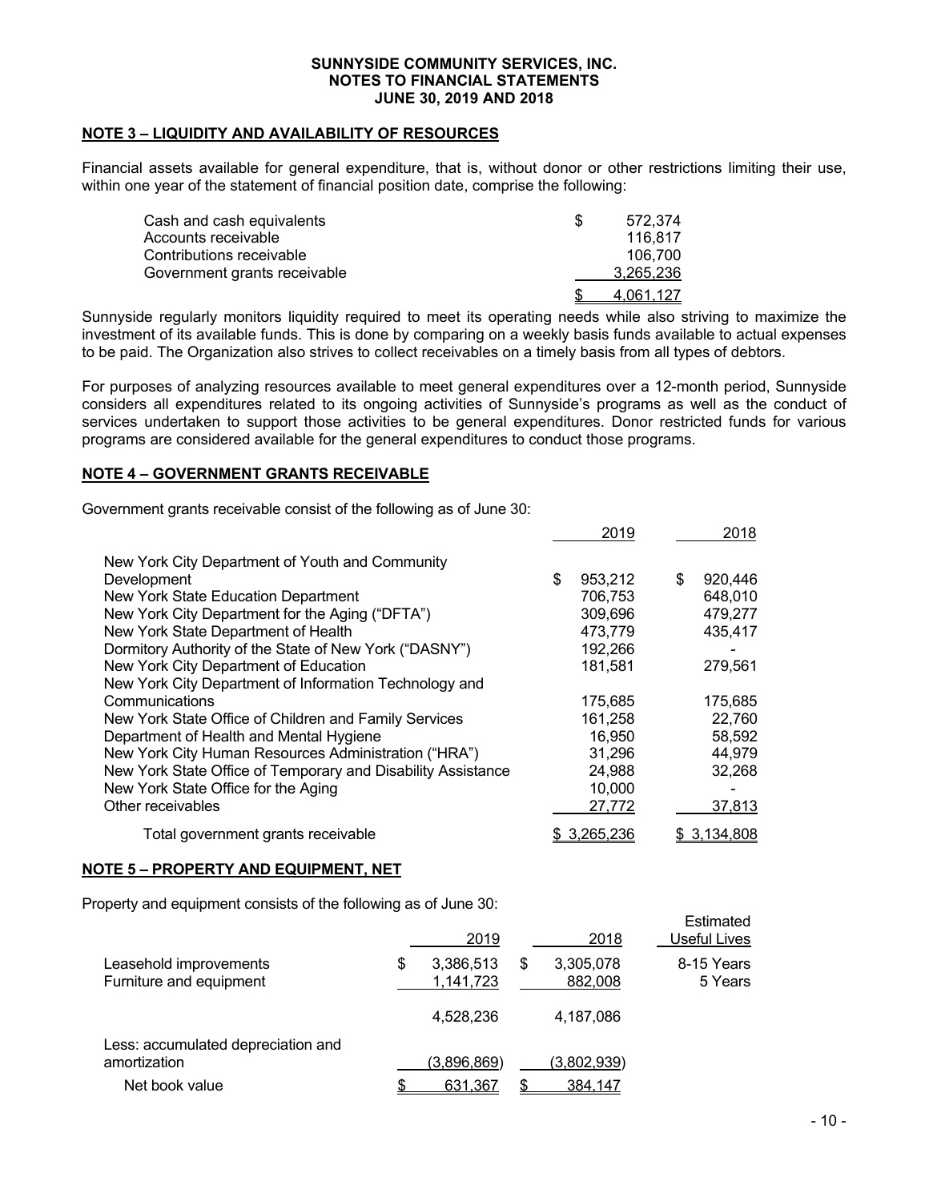## NOTE 3 – LIQUIDITY AND AVAILABILITY OF RESOURCES

Financial assets available for general expenditure, that is, without donor or other restrictions limiting their use, within one year of the statement of financial position date, comprise the following:

| | |
|---|---|
| Cash and cash equivalents | $ 572,374 |
| Accounts receivable | 116,817 |
| Contributions receivable | 106,700 |
| Government grants receivable | 3,265,236 |
| | $ 4,061,127 |

Sunnyside regularly monitors liquidity required to meet its operating needs while also striving to maximize the investment of its available funds. This is done by comparing on a weekly basis funds available to actual expenses to be paid. The Organization also strives to collect receivables on a timely basis from all types of debtors.

For purposes of analyzing resources available to meet general expenditures over a 12-month period, Sunnyside considers all expenditures related to its ongoing activities of Sunnyside's programs as well as the conduct of services undertaken to support those activities to be general expenditures. Donor restricted funds for various programs are considered available for the general expenditures to conduct those programs.

## NOTE 4 – GOVERNMENT GRANTS RECEIVABLE

Government grants receivable consist of the following as of June 30:

| | 2019 | 2018 |
|---|---|---|
| New York City Department of Youth and Community Development | $ 953,212 | $ 920,446 |
| New York State Education Department | 706,753 | 648,010 |
| New York City Department for the Aging ("DFTA") | 309,696 | 479,277 |
| New York State Department of Health | 473,779 | 435,417 |
| Dormitory Authority of the State of New York ("DASNY") | 192,266 | - |
| New York City Department of Education | 181,581 | 279,561 |
| New York City Department of Information Technology and Communications | 175,685 | 175,685 |
| New York State Office of Children and Family Services | 161,258 | 22,760 |
| Department of Health and Mental Hygiene | 16,950 | 58,592 |
| New York City Human Resources Administration ("HRA") | 31,296 | 44,979 |
| New York State Office of Temporary and Disability Assistance | 24,988 | 32,268 |
| New York State Office for the Aging | 10,000 | - |
| Other receivables | 27,772 | 37,813 |
| Total government grants receivable | $ 3,265,236 | $ 3,134,808 |

## NOTE 5 – PROPERTY AND EQUIPMENT, NET

Property and equipment consists of the following as of June 30:

| | 2019 | 2018 | Estimated Useful Lives |
|---|---|---|---|
| Leasehold improvements | $ 3,386,513 | $ 3,305,078 | 8-15 Years |
| Furniture and equipment | 1,141,723 | 882,008 | 5 Years |
| | 4,528,236 | 4,187,086 | |
| Less: accumulated depreciation and amortization | (3,896,869) | (3,802,939) | |
| Net book value | $ 631,367 | $ 384,147 | |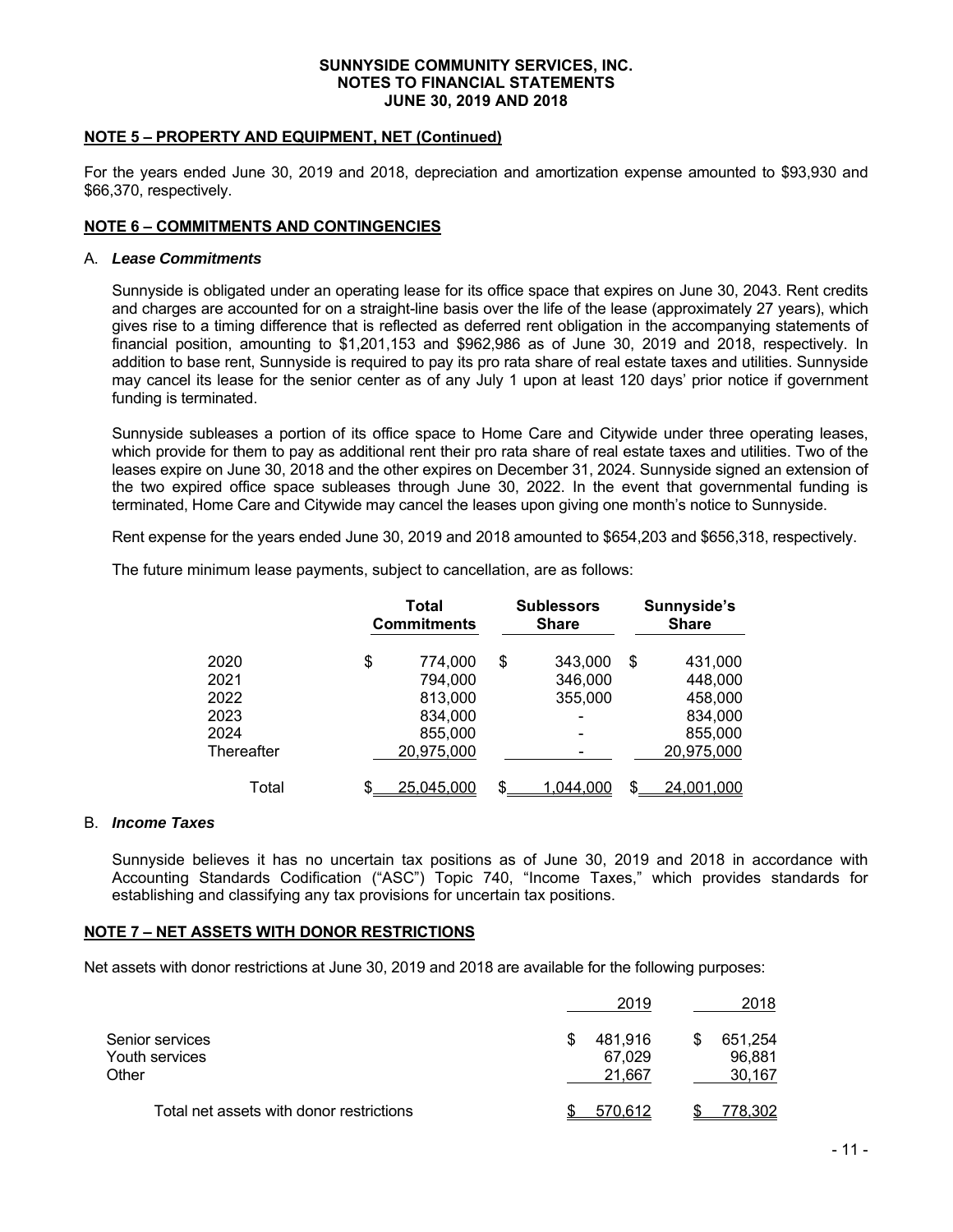**SUNNYSIDE COMMUNITY SERVICES, INC.**
**NOTES TO FINANCIAL STATEMENTS**
**JUNE 30, 2019 AND 2018**

## NOTE 5 – PROPERTY AND EQUIPMENT, NET (Continued)

For the years ended June 30, 2019 and 2018, depreciation and amortization expense amounted to $93,930 and $66,370, respectively.

## NOTE 6 – COMMITMENTS AND CONTINGENCIES

### A. *Lease Commitments*

Sunnyside is obligated under an operating lease for its office space that expires on June 30, 2043. Rent credits and charges are accounted for on a straight-line basis over the life of the lease (approximately 27 years), which gives rise to a timing difference that is reflected as deferred rent obligation in the accompanying statements of financial position, amounting to $1,201,153 and $962,986 as of June 30, 2019 and 2018, respectively. In addition to base rent, Sunnyside is required to pay its pro rata share of real estate taxes and utilities. Sunnyside may cancel its lease for the senior center as of any July 1 upon at least 120 days' prior notice if government funding is terminated.

Sunnyside subleases a portion of its office space to Home Care and Citywide under three operating leases, which provide for them to pay as additional rent their pro rata share of real estate taxes and utilities. Two of the leases expire on June 30, 2018 and the other expires on December 31, 2024. Sunnyside signed an extension of the two expired office space subleases through June 30, 2022. In the event that governmental funding is terminated, Home Care and Citywide may cancel the leases upon giving one month's notice to Sunnyside.

Rent expense for the years ended June 30, 2019 and 2018 amounted to $654,203 and $656,318, respectively.

The future minimum lease payments, subject to cancellation, are as follows:

| | Total Commitments | Sublessors Share | Sunnyside's Share |
|---|---|---|---|
| 2020 | $ 774,000 | $ 343,000 | $ 431,000 |
| 2021 | 794,000 | 346,000 | 448,000 |
| 2022 | 813,000 | 355,000 | 458,000 |
| 2023 | 834,000 | - | 834,000 |
| 2024 | 855,000 | - | 855,000 |
| Thereafter | 20,975,000 | - | 20,975,000 |
| Total | $ 25,045,000 | $ 1,044,000 | $ 24,001,000 |

### B. *Income Taxes*

Sunnyside believes it has no uncertain tax positions as of June 30, 2019 and 2018 in accordance with Accounting Standards Codification ("ASC") Topic 740, "Income Taxes," which provides standards for establishing and classifying any tax provisions for uncertain tax positions.

## NOTE 7 – NET ASSETS WITH DONOR RESTRICTIONS

Net assets with donor restrictions at June 30, 2019 and 2018 are available for the following purposes:

| | 2019 | 2018 |
|---|---|---|
| Senior services | $ 481,916 | $ 651,254 |
| Youth services | 67,029 | 96,881 |
| Other | 21,667 | 30,167 |
| Total net assets with donor restrictions | $ 570,612 | $ 778,302 |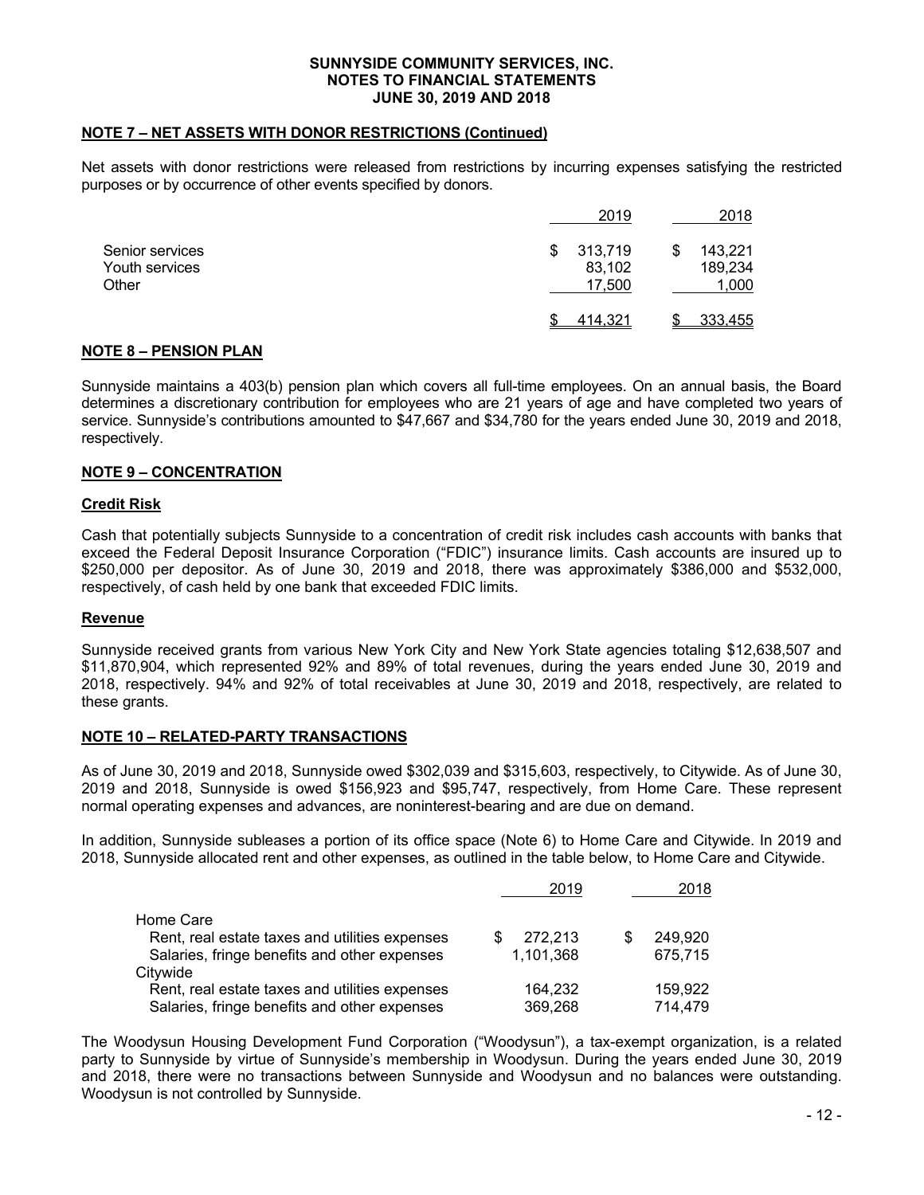## NOTE 7 – NET ASSETS WITH DONOR RESTRICTIONS (Continued)

Net assets with donor restrictions were released from restrictions by incurring expenses satisfying the restricted purposes or by occurrence of other events specified by donors.

| | 2019 | 2018 |
|---|---|---|
| Senior services | $ 313,719 | $ 143,221 |
| Youth services | 83,102 | 189,234 |
| Other | 17,500 | 1,000 |
| | $ 414,321 | $ 333,455 |

## NOTE 8 – PENSION PLAN

Sunnyside maintains a 403(b) pension plan which covers all full-time employees. On an annual basis, the Board determines a discretionary contribution for employees who are 21 years of age and have completed two years of service. Sunnyside's contributions amounted to $47,667 and $34,780 for the years ended June 30, 2019 and 2018, respectively.

## NOTE 9 – CONCENTRATION

### Credit Risk

Cash that potentially subjects Sunnyside to a concentration of credit risk includes cash accounts with banks that exceed the Federal Deposit Insurance Corporation ("FDIC") insurance limits. Cash accounts are insured up to $250,000 per depositor. As of June 30, 2019 and 2018, there was approximately $386,000 and $532,000, respectively, of cash held by one bank that exceeded FDIC limits.

### Revenue

Sunnyside received grants from various New York City and New York State agencies totaling $12,638,507 and $11,870,904, which represented 92% and 89% of total revenues, during the years ended June 30, 2019 and 2018, respectively. 94% and 92% of total receivables at June 30, 2019 and 2018, respectively, are related to these grants.

## NOTE 10 – RELATED-PARTY TRANSACTIONS

As of June 30, 2019 and 2018, Sunnyside owed $302,039 and $315,603, respectively, to Citywide. As of June 30, 2019 and 2018, Sunnyside is owed $156,923 and $95,747, respectively, from Home Care. These represent normal operating expenses and advances, are noninterest-bearing and are due on demand.

In addition, Sunnyside subleases a portion of its office space (Note 6) to Home Care and Citywide. In 2019 and 2018, Sunnyside allocated rent and other expenses, as outlined in the table below, to Home Care and Citywide.

| | 2019 | 2018 |
|---|---|---|
| Home Care | | |
| Rent, real estate taxes and utilities expenses | $ 272,213 | $ 249,920 |
| Salaries, fringe benefits and other expenses | 1,101,368 | 675,715 |
| Citywide | | |
| Rent, real estate taxes and utilities expenses | 164,232 | 159,922 |
| Salaries, fringe benefits and other expenses | 369,268 | 714,479 |

The Woodysun Housing Development Fund Corporation ("Woodysun"), a tax-exempt organization, is a related party to Sunnyside by virtue of Sunnyside's membership in Woodysun. During the years ended June 30, 2019 and 2018, there were no transactions between Sunnyside and Woodysun and no balances were outstanding. Woodysun is not controlled by Sunnyside.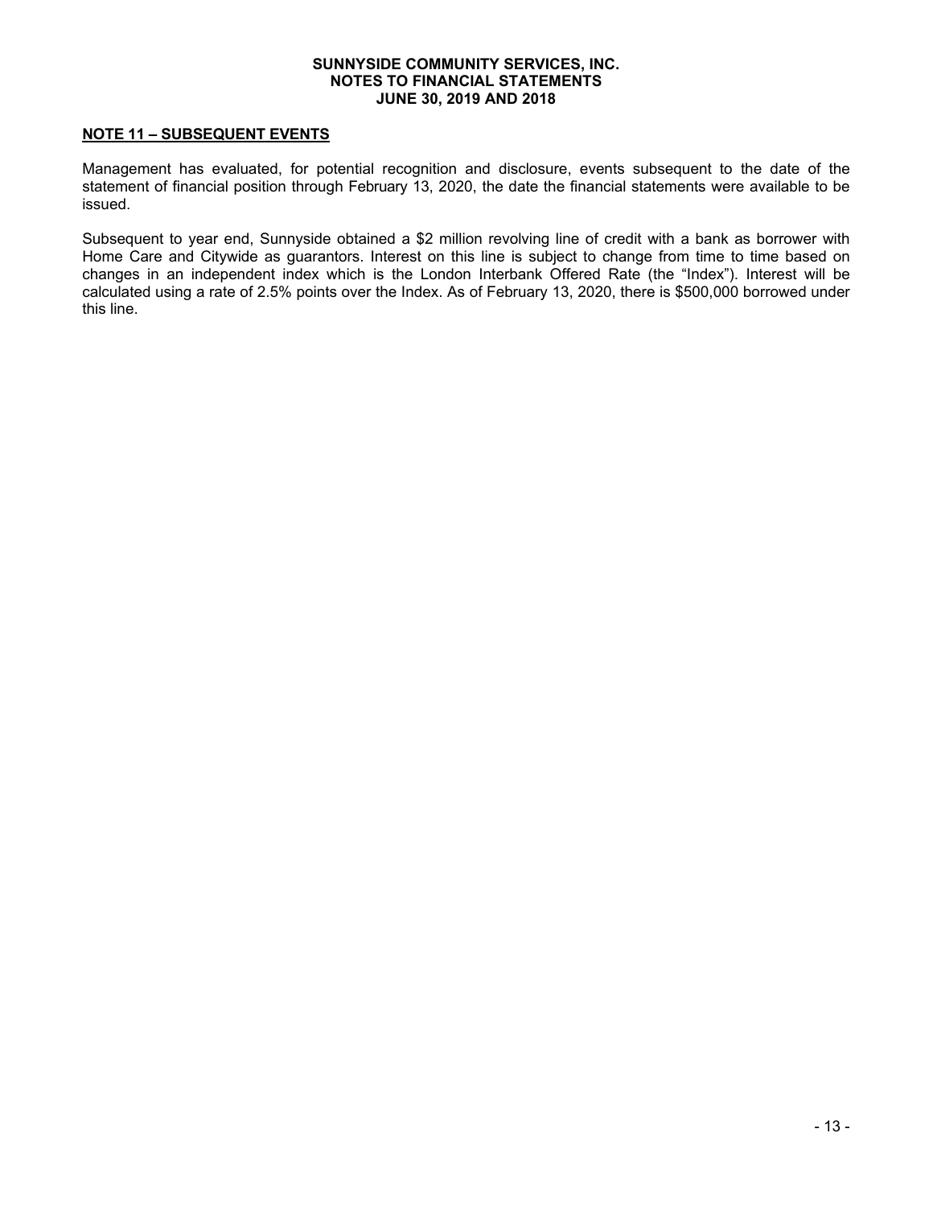## NOTE 11 – SUBSEQUENT EVENTS

Management has evaluated, for potential recognition and disclosure, events subsequent to the date of the statement of financial position through February 13, 2020, the date the financial statements were available to be issued.

Subsequent to year end, Sunnyside obtained a $2 million revolving line of credit with a bank as borrower with Home Care and Citywide as guarantors. Interest on this line is subject to change from time to time based on changes in an independent index which is the London Interbank Offered Rate (the "Index"). Interest will be calculated using a rate of 2.5% points over the Index. As of February 13, 2020, there is $500,000 borrowed under this line.